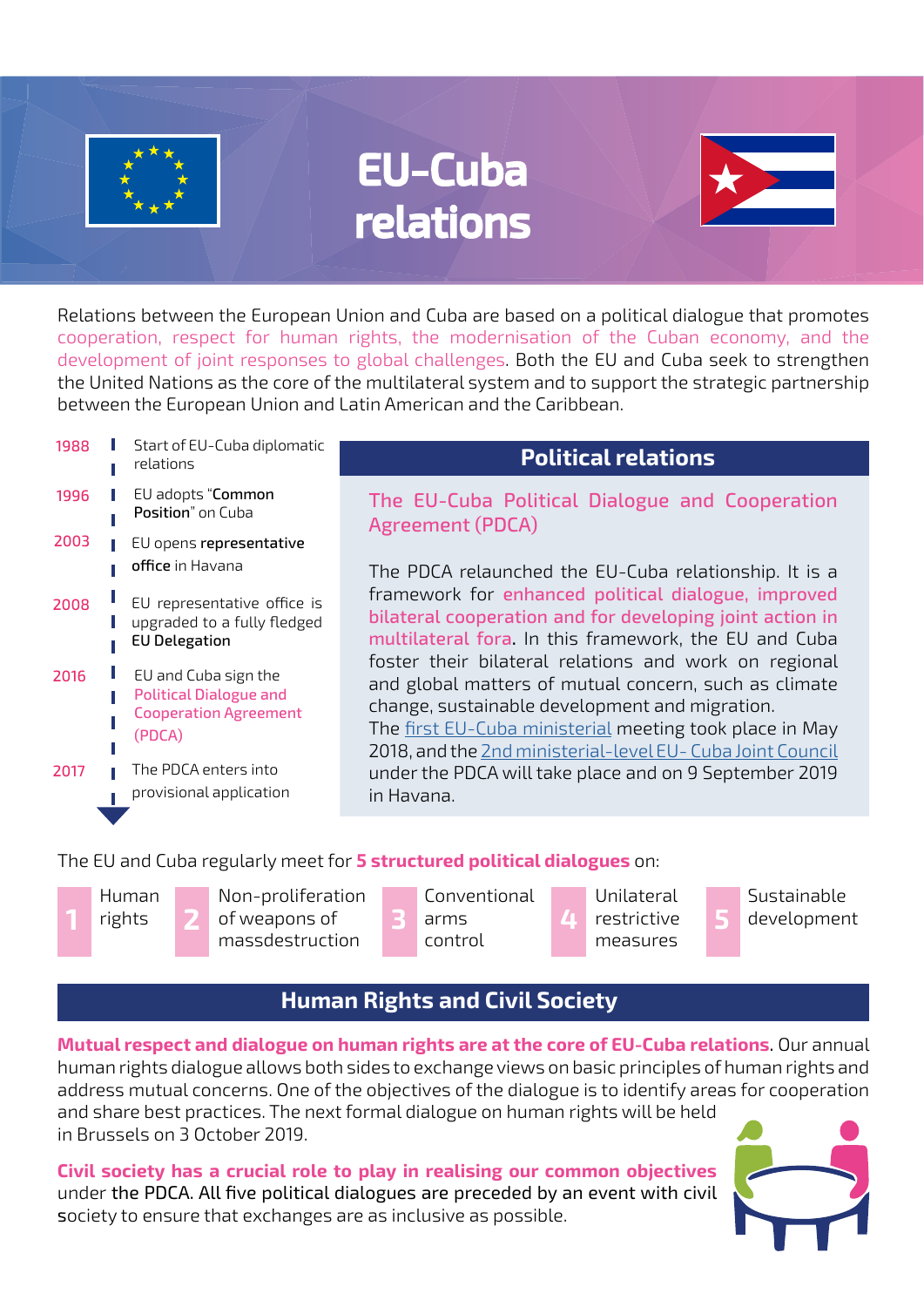# EU-Cuba relations

Relations between the European Union and Cuba are based on a political dialogue that promotes cooperation, respect for human rights, the modernisation of the Cuban economy, and the development of joint responses to global challenges. Both the EU and Cuba seek to strengthen the United Nations as the core of the multilateral system and to support the strategic partnership between the European Union and Latin American and the Caribbean.

- **1988** Start of EU-Cuba diplomatic relations
- **1996** EU adopts "**Common Position**" on Cuba
- **2003** EU opens **representative office** in Havana
- **2008** EU representative office is upgraded to a fully fledged **EU Delegation**
- **2016** EU and Cuba sign the Political Dialogue and Cooperation Agreement (PDCA)
- **2017** The PDCA enters into provisional application

## Political relations

### The EU-Cuba Political Dialogue and Cooperation Agreement (PDCA)

The PDCA relaunched the EU-Cuba relationship. It is a framework for enhanced political dialogue, improved bilateral cooperation and for developing joint action in multilateral fora. In this framework, the EU and Cuba foster their bilateral relations and work on regional and global matters of mutual concern, such as climate change, sustainable development and migration.

The first EU-Cuba ministerial meeting took place in May 2018, and the 2nd ministerial-level EU- Cuba Joint Council under the PDCA will take place and on 9 September 2019 in Havana.

The EU and Cuba regularly meet for **5 structured political dialogues** on:

1. Human rights
2. Non-proliferation of weapons of massdestruction
3. Conventional arms control
4. Unilateral restrictive measures
5. Sustainable development

## Human Rights and Civil Society

**Mutual respect and dialogue on human rights are at the core of EU-Cuba relations.** Our annual human rights dialogue allows both sides to exchange views on basic principles of human rights and address mutual concerns. One of the objectives of the dialogue is to identify areas for cooperation and share best practices. The next formal dialogue on human rights will be held in Brussels on 3 October 2019.

**Civil society has a crucial role to play in realising our common objectives** under the PDCA. All five political dialogues are preceded by an event with civil society to ensure that exchanges are as inclusive as possible.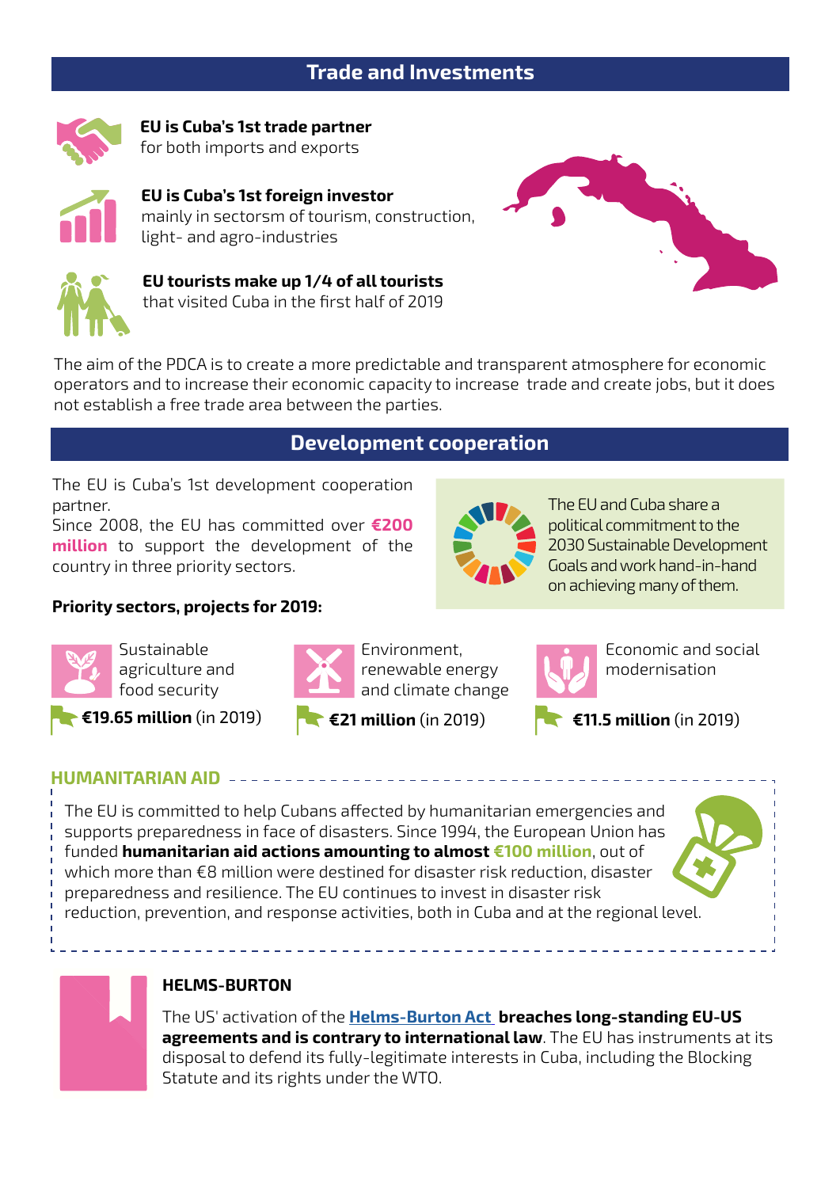## Trade and Investments

**EU is Cuba's 1st trade partner**
for both imports and exports

**EU is Cuba's 1st foreign investor**
mainly in sectorsm of tourism, construction, light- and agro-industries

**EU tourists make up 1/4 of all tourists**
that visited Cuba in the first half of 2019

The aim of the PDCA is to create a more predictable and transparent atmosphere for economic operators and to increase their economic capacity to increase trade and create jobs, but it does not establish a free trade area between the parties.

## Development cooperation

The EU is Cuba's 1st development cooperation partner.
Since 2008, the EU has committed over **€200 million** to support the development of the country in three priority sectors.

The EU and Cuba share a political commitment to the 2030 Sustainable Development Goals and work hand-in-hand on achieving many of them.

**Priority sectors, projects for 2019:**

Sustainable agriculture and food security
**€19.65 million** (in 2019)

Environment, renewable energy and climate change
**€21 million** (in 2019)

Economic and social modernisation
**€11.5 million** (in 2019)

### HUMANITARIAN AID

The EU is committed to help Cubans affected by humanitarian emergencies and supports preparedness in face of disasters. Since 1994, the European Union has funded **humanitarian aid actions amounting to almost €100 million**, out of which more than €8 million were destined for disaster risk reduction, disaster preparedness and resilience. The EU continues to invest in disaster risk reduction, prevention, and response activities, both in Cuba and at the regional level.

### HELMS-BURTON

The US' activation of the Helms-Burton Act **breaches long-standing EU-US agreements and is contrary to international law**. The EU has instruments at its disposal to defend its fully-legitimate interests in Cuba, including the Blocking Statute and its rights under the WTO.